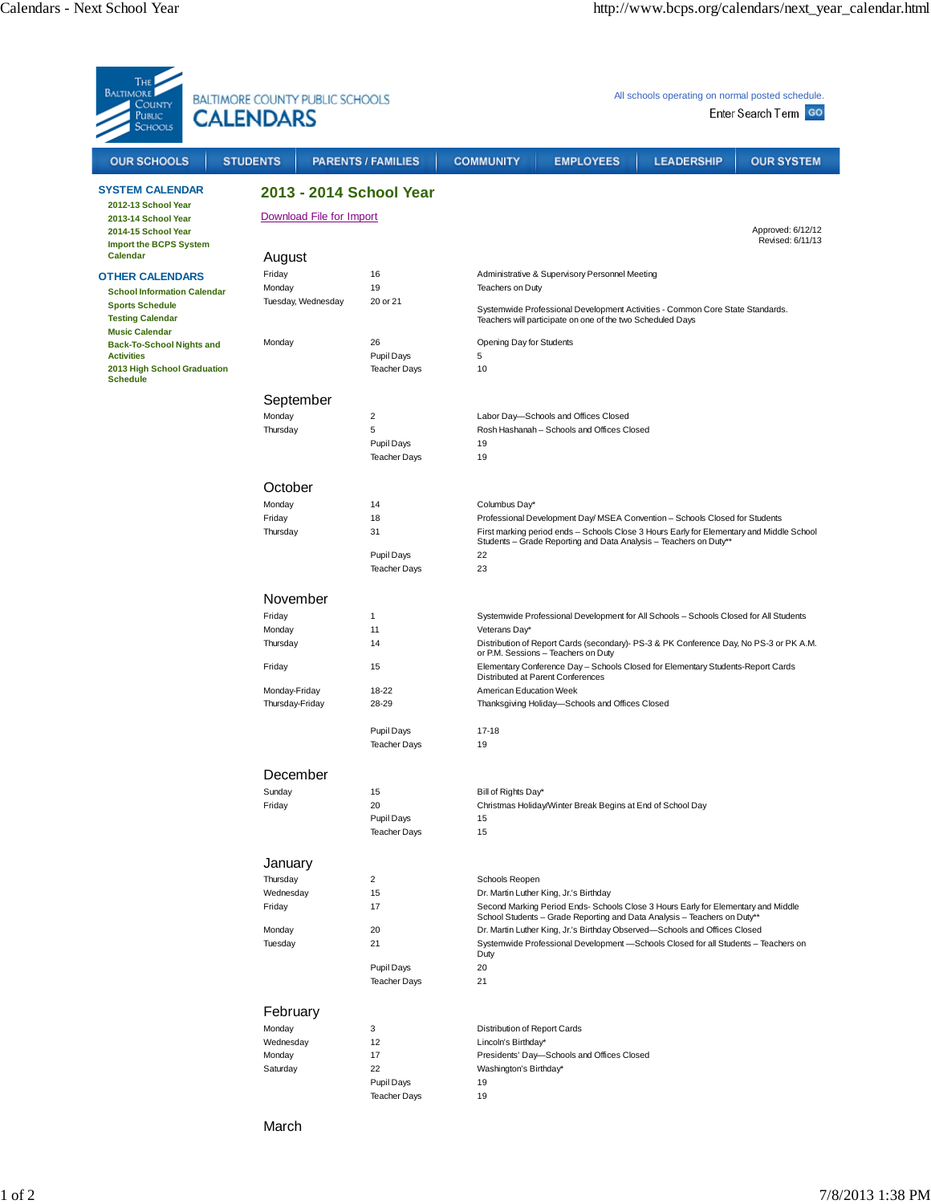THE BALTIMORE COUNTY PUBLIC SCHOOLS

BALTIMORE COUNTY PUBLIC SCHOOLS
# CALENDARS

All schools operating on normal posted schedule.

Enter Search Term GO

OUR SCHOOLS | STUDENTS | PARENTS / FAMILIES | COMMUNITY | EMPLOYEES | LEADERSHIP | OUR SYSTEM

**SYSTEM CALENDAR**
- 2012-13 School Year
- 2013-14 School Year
- 2014-15 School Year
- Import the BCPS System Calendar

**OTHER CALENDARS**
- School Information Calendar
- Sports Schedule
- Testing Calendar
- Music Calendar
- Back-To-School Nights and Activities
- 2013 High School Graduation Schedule

## 2013 - 2014 School Year

Download File for Import

Approved: 6/12/12
Revised: 6/11/13

### August

| | | |
|---|---|---|
| Friday | 16 | Administrative & Supervisory Personnel Meeting |
| Monday | 19 | Teachers on Duty |
| Tuesday, Wednesday | 20 or 21 | Systemwide Professional Development Activities - Common Core State Standards. Teachers will participate on one of the two Scheduled Days |
| Monday | 26 | Opening Day for Students |
| | Pupil Days | 5 |
| | Teacher Days | 10 |

### September

| | | |
|---|---|---|
| Monday | 2 | Labor Day—Schools and Offices Closed |
| Thursday | 5 | Rosh Hashanah – Schools and Offices Closed |
| | Pupil Days | 19 |
| | Teacher Days | 19 |

### October

| | | |
|---|---|---|
| Monday | 14 | Columbus Day* |
| Friday | 18 | Professional Development Day/ MSEA Convention – Schools Closed for Students |
| Thursday | 31 | First marking period ends – Schools Close 3 Hours Early for Elementary and Middle School Students – Grade Reporting and Data Analysis – Teachers on Duty** |
| | Pupil Days | 22 |
| | Teacher Days | 23 |

### November

| | | |
|---|---|---|
| Friday | 1 | Systemwide Professional Development for All Schools – Schools Closed for All Students |
| Monday | 11 | Veterans Day* |
| Thursday | 14 | Distribution of Report Cards (secondary)- PS-3 & PK Conference Day, No PS-3 or PK A.M. or P.M. Sessions – Teachers on Duty |
| Friday | 15 | Elementary Conference Day – Schools Closed for Elementary Students-Report Cards Distributed at Parent Conferences |
| Monday-Friday | 18-22 | American Education Week |
| Thursday-Friday | 28-29 | Thanksgiving Holiday—Schools and Offices Closed |
| | Pupil Days | 17-18 |
| | Teacher Days | 19 |

### December

| | | |
|---|---|---|
| Sunday | 15 | Bill of Rights Day* |
| Friday | 20 | Christmas Holiday/Winter Break Begins at End of School Day |
| | Pupil Days | 15 |
| | Teacher Days | 15 |

### January

| | | |
|---|---|---|
| Thursday | 2 | Schools Reopen |
| Wednesday | 15 | Dr. Martin Luther King, Jr.'s Birthday |
| Friday | 17 | Second Marking Period Ends- Schools Close 3 Hours Early for Elementary and Middle School Students – Grade Reporting and Data Analysis – Teachers on Duty** |
| Monday | 20 | Dr. Martin Luther King, Jr.'s Birthday Observed—Schools and Offices Closed |
| Tuesday | 21 | Systemwide Professional Development —Schools Closed for all Students – Teachers on Duty |
| | Pupil Days | 20 |
| | Teacher Days | 21 |

### February

| | | |
|---|---|---|
| Monday | 3 | Distribution of Report Cards |
| Wednesday | 12 | Lincoln's Birthday* |
| Monday | 17 | Presidents' Day—Schools and Offices Closed |
| Saturday | 22 | Washington's Birthday* |
| | Pupil Days | 19 |
| | Teacher Days | 19 |

### March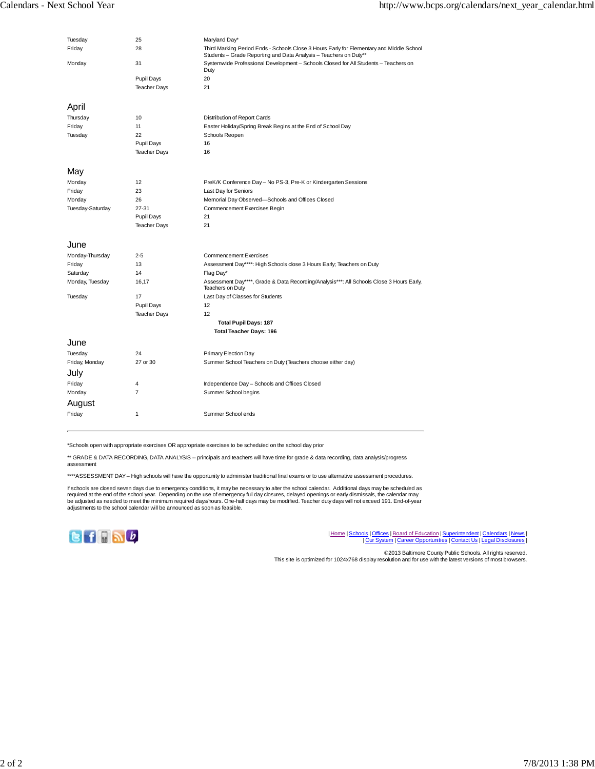| | | |
|---|---|---|
| Tuesday | 25 | Maryland Day* |
| Friday | 28 | Third Marking Period Ends - Schools Close 3 Hours Early for Elementary and Middle School Students – Grade Reporting and Data Analysis – Teachers on Duty** |
| Monday | 31 | Systemwide Professional Development – Schools Closed for All Students – Teachers on Duty |
| | Pupil Days | 20 |
| | Teacher Days | 21 |

## April

| | | |
|---|---|---|
| Thursday | 10 | Distribution of Report Cards |
| Friday | 11 | Easter Holiday/Spring Break Begins at the End of School Day |
| Tuesday | 22 | Schools Reopen |
| | Pupil Days | 16 |
| | Teacher Days | 16 |

## May

| | | |
|---|---|---|
| Monday | 12 | PreK/K Conference Day – No PS-3, Pre-K or Kindergarten Sessions |
| Friday | 23 | Last Day for Seniors |
| Monday | 26 | Memorial Day Observed—Schools and Offices Closed |
| Tuesday-Saturday | 27-31 | Commencement Exercises Begin |
| | Pupil Days | 21 |
| | Teacher Days | 21 |

## June

| | | |
|---|---|---|
| Monday-Thursday | 2-5 | Commencement Exercises |
| Friday | 13 | Assessment Day****: High Schools close 3 Hours Early; Teachers on Duty |
| Saturday | 14 | Flag Day* |
| Monday, Tuesday | 16,17 | Assessment Day****, Grade & Data Recording/Analysis***: All Schools Close 3 Hours Early, Teachers on Duty |
| Tuesday | 17 | Last Day of Classes for Students |
| | Pupil Days | 12 |
| | Teacher Days | 12 |

**Total Pupil Days: 187**

**Total Teacher Days: 196**

## June

| | | |
|---|---|---|
| Tuesday | 24 | Primary Election Day |
| Friday, Monday | 27 or 30 | Summer School Teachers on Duty (Teachers choose either day) |

## July

| | | |
|---|---|---|
| Friday | 4 | Independence Day – Schools and Offices Closed |
| Monday | 7 | Summer School begins |

## August

| | | |
|---|---|---|
| Friday | 1 | Summer School ends |

---

*Schools open with appropriate exercises OR appropriate exercises to be scheduled on the school day prior

** GRADE & DATA RECORDING, DATA ANALYSIS -- principals and teachers will have time for grade & data recording, data analysis/progress assessment

****ASSESSMENT DAY – High schools will have the opportunity to administer traditional final exams or to use alternative assessment procedures.

If schools are closed seven days due to emergency conditions, it may be necessary to alter the school calendar. Additional days may be scheduled as required at the end of the school year. Depending on the use of emergency full day closures, delayed openings or early dismissals, the calendar may be adjusted as needed to meet the minimum required days/hours. One-half days may be modified. Teacher duty days will not exceed 191. End-of-year adjustments to the school calendar will be announced as soon as feasible.

| Home | Schools | Offices | Board of Education | Superintendent | Calendars | News |
| Our System | Career Opportunities | Contact Us | Legal Disclosures |

©2013 Baltimore County Public Schools. All rights reserved.
This site is optimized for 1024x768 display resolution and for use with the latest versions of most browsers.